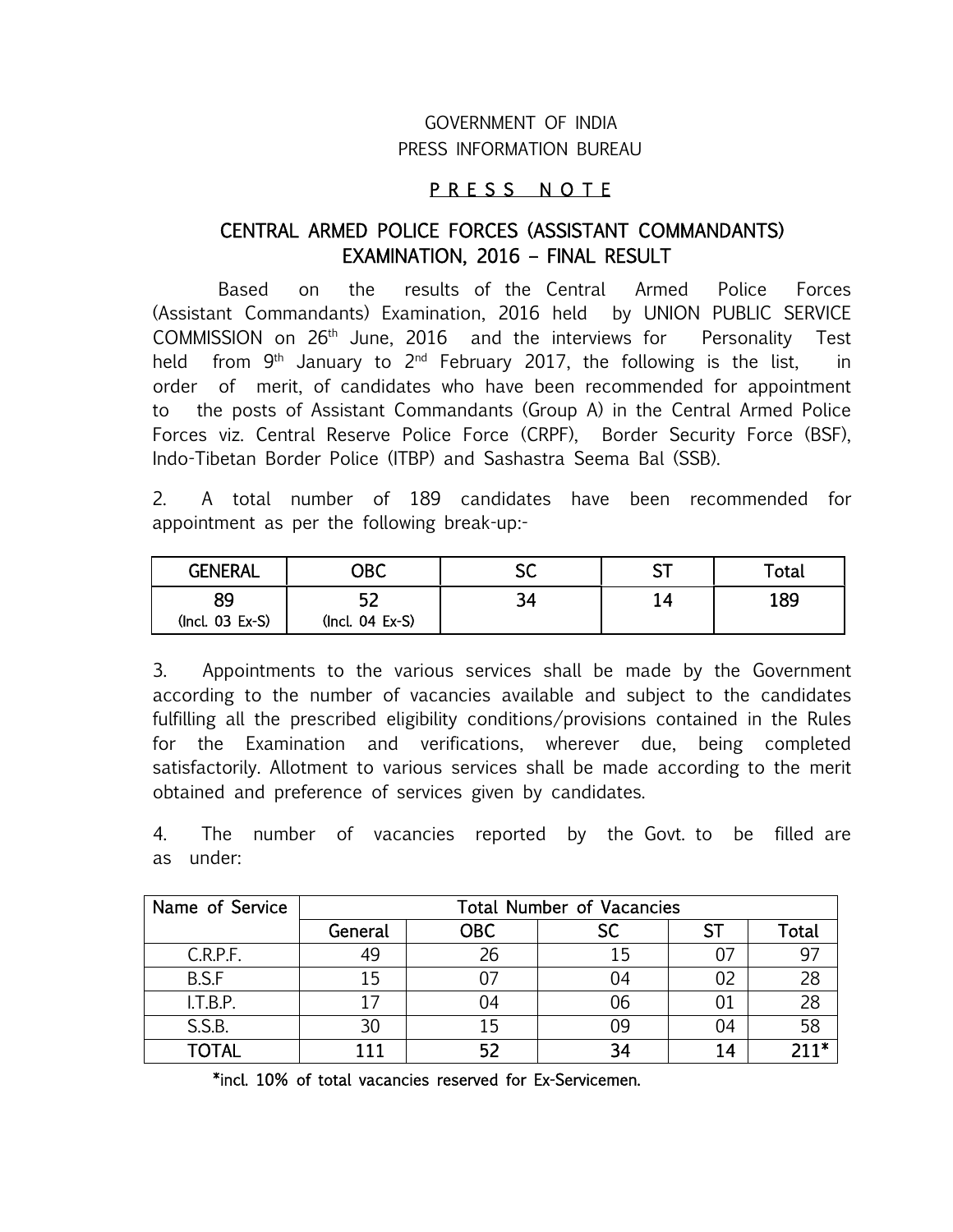GOVERNMENT OF INDIA
PRESS INFORMATION BUREAU

**P R E S S N O T E**

## CENTRAL ARMED POLICE FORCES (ASSISTANT COMMANDANTS) EXAMINATION, 2016 – FINAL RESULT

Based on the results of the Central Armed Police Forces (Assistant Commandants) Examination, 2016 held by UNION PUBLIC SERVICE COMMISSION on 26th June, 2016 and the interviews for Personality Test held from 9th January to 2nd February 2017, the following is the list, in order of merit, of candidates who have been recommended for appointment to the posts of Assistant Commandants (Group A) in the Central Armed Police Forces viz. Central Reserve Police Force (CRPF), Border Security Force (BSF), Indo-Tibetan Border Police (ITBP) and Sashastra Seema Bal (SSB).

2. A total number of 189 candidates have been recommended for appointment as per the following break-up:-

| GENERAL | OBC | SC | ST | Total |
|---|---|---|---|---|
| 89 (Incl. 03 Ex-S) | 52 (Incl. 04 Ex-S) | 34 | 14 | 189 |

3. Appointments to the various services shall be made by the Government according to the number of vacancies available and subject to the candidates fulfilling all the prescribed eligibility conditions/provisions contained in the Rules for the Examination and verifications, wherever due, being completed satisfactorily. Allotment to various services shall be made according to the merit obtained and preference of services given by candidates.

4. The number of vacancies reported by the Govt. to be filled are as under:

| Name of Service | Total Number of Vacancies | | | | |
|---|---|---|---|---|---|
| | General | OBC | SC | ST | Total |
| C.R.P.F. | 49 | 26 | 15 | 07 | 97 |
| B.S.F | 15 | 07 | 04 | 02 | 28 |
| I.T.B.P. | 17 | 04 | 06 | 01 | 28 |
| S.S.B. | 30 | 15 | 09 | 04 | 58 |
| TOTAL | 111 | 52 | 34 | 14 | 211* |

*incl. 10% of total vacancies reserved for Ex-Servicemen.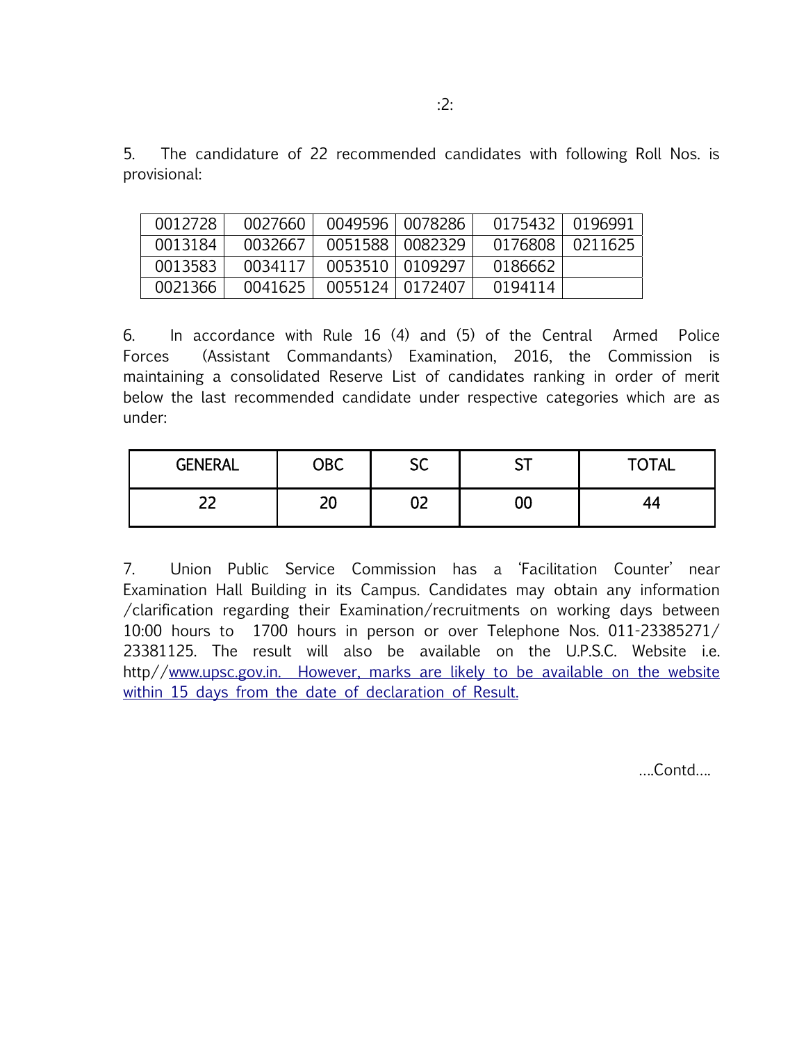5. The candidature of 22 recommended candidates with following Roll Nos. is provisional:

| 0012728 | 0027660 | 0049596 | 0078286 | 0175432 | 0196991 |
|---|---|---|---|---|---|
| 0013184 | 0032667 | 0051588 | 0082329 | 0176808 | 0211625 |
| 0013583 | 0034117 | 0053510 | 0109297 | 0186662 | |
| 0021366 | 0041625 | 0055124 | 0172407 | 0194114 | |

6. In accordance with Rule 16 (4) and (5) of the Central Armed Police Forces (Assistant Commandants) Examination, 2016, the Commission is maintaining a consolidated Reserve List of candidates ranking in order of merit below the last recommended candidate under respective categories which are as under:

| GENERAL | OBC | SC | ST | TOTAL |
|---|---|---|---|---|
| 22 | 20 | 02 | 00 | 44 |

7. Union Public Service Commission has a 'Facilitation Counter' near Examination Hall Building in its Campus. Candidates may obtain any information /clarification regarding their Examination/recruitments on working days between 10:00 hours to 1700 hours in person or over Telephone Nos. 011-23385271/ 23381125. The result will also be available on the U.P.S.C. Website i.e. http//www.upsc.gov.in. However, marks are likely to be available on the website within 15 days from the date of declaration of Result.

....Contd....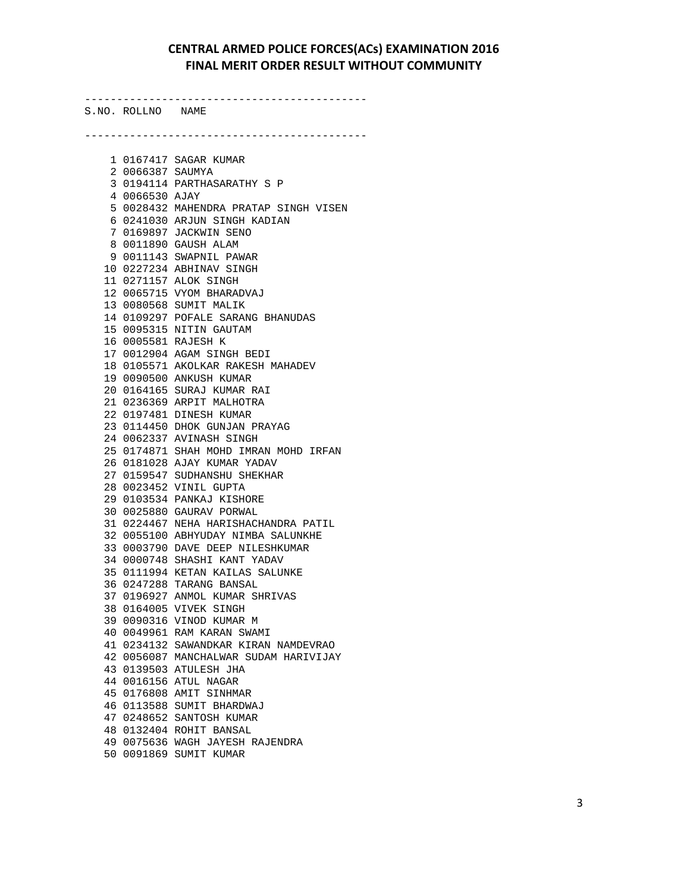# CENTRAL ARMED POLICE FORCES(ACs) EXAMINATION 2016
## FINAL MERIT ORDER RESULT WITHOUT COMMUNITY

| S.NO. | ROLLNO | NAME |
|---|---|---|
| 1 | 0167417 | SAGAR KUMAR |
| 2 | 0066387 | SAUMYA |
| 3 | 0194114 | PARTHASARATHY S P |
| 4 | 0066530 | AJAY |
| 5 | 0028432 | MAHENDRA PRATAP SINGH VISEN |
| 6 | 0241030 | ARJUN SINGH KADIAN |
| 7 | 0169897 | JACKWIN SENO |
| 8 | 0011890 | GAUSH ALAM |
| 9 | 0011143 | SWAPNIL PAWAR |
| 10 | 0227234 | ABHINAV SINGH |
| 11 | 0271157 | ALOK SINGH |
| 12 | 0065715 | VYOM BHARADVAJ |
| 13 | 0080568 | SUMIT MALIK |
| 14 | 0109297 | POFALE SARANG BHANUDAS |
| 15 | 0095315 | NITIN GAUTAM |
| 16 | 0005581 | RAJESH K |
| 17 | 0012904 | AGAM SINGH BEDI |
| 18 | 0105571 | AKOLKAR RAKESH MAHADEV |
| 19 | 0090500 | ANKUSH KUMAR |
| 20 | 0164165 | SURAJ KUMAR RAI |
| 21 | 0236369 | ARPIT MALHOTRA |
| 22 | 0197481 | DINESH KUMAR |
| 23 | 0114450 | DHOK GUNJAN PRAYAG |
| 24 | 0062337 | AVINASH SINGH |
| 25 | 0174871 | SHAH MOHD IMRAN MOHD IRFAN |
| 26 | 0181028 | AJAY KUMAR YADAV |
| 27 | 0159547 | SUDHANSHU SHEKHAR |
| 28 | 0023452 | VINIL GUPTA |
| 29 | 0103534 | PANKAJ KISHORE |
| 30 | 0025880 | GAURAV PORWAL |
| 31 | 0224467 | NEHA HARISHACHANDRA PATIL |
| 32 | 0055100 | ABHYUDAY NIMBA SALUNKHE |
| 33 | 0003790 | DAVE DEEP NILESHKUMAR |
| 34 | 0000748 | SHASHI KANT YADAV |
| 35 | 0111994 | KETAN KAILAS SALUNKE |
| 36 | 0247288 | TARANG BANSAL |
| 37 | 0196927 | ANMOL KUMAR SHRIVAS |
| 38 | 0164005 | VIVEK SINGH |
| 39 | 0090316 | VINOD KUMAR M |
| 40 | 0049961 | RAM KARAN SWAMI |
| 41 | 0234132 | SAWANDKAR KIRAN NAMDEVRAO |
| 42 | 0056087 | MANCHALWAR SUDAM HARIVIJAY |
| 43 | 0139503 | ATULESH JHA |
| 44 | 0016156 | ATUL NAGAR |
| 45 | 0176808 | AMIT SINHMAR |
| 46 | 0113588 | SUMIT BHARDWAJ |
| 47 | 0248652 | SANTOSH KUMAR |
| 48 | 0132404 | ROHIT BANSAL |
| 49 | 0075636 | WAGH JAYESH RAJENDRA |
| 50 | 0091869 | SUMIT KUMAR |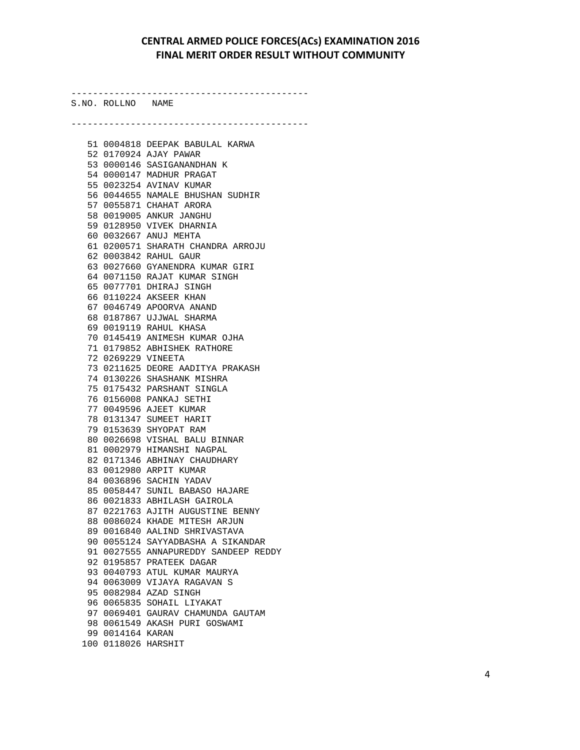# CENTRAL ARMED POLICE FORCES(ACs) EXAMINATION 2016
## FINAL MERIT ORDER RESULT WITHOUT COMMUNITY

| S.NO. | ROLLNO | NAME |
|---|---|---|
| 51 | 0004818 | DEEPAK BABULAL KARWA |
| 52 | 0170924 | AJAY PAWAR |
| 53 | 0000146 | SASIGANANDHAN K |
| 54 | 0000147 | MADHUR PRAGAT |
| 55 | 0023254 | AVINAV KUMAR |
| 56 | 0044655 | NAMALE BHUSHAN SUDHIR |
| 57 | 0055871 | CHAHAT ARORA |
| 58 | 0019005 | ANKUR JANGHU |
| 59 | 0128950 | VIVEK DHARNIA |
| 60 | 0032667 | ANUJ MEHTA |
| 61 | 0200571 | SHARATH CHANDRA ARROJU |
| 62 | 0003842 | RAHUL GAUR |
| 63 | 0027660 | GYANENDRA KUMAR GIRI |
| 64 | 0071150 | RAJAT KUMAR SINGH |
| 65 | 0077701 | DHIRAJ SINGH |
| 66 | 0110224 | AKSEER KHAN |
| 67 | 0046749 | APOORVA ANAND |
| 68 | 0187867 | UJJWAL SHARMA |
| 69 | 0019119 | RAHUL KHASA |
| 70 | 0145419 | ANIMESH KUMAR OJHA |
| 71 | 0179852 | ABHISHEK RATHORE |
| 72 | 0269229 | VINEETA |
| 73 | 0211625 | DEORE AADITYA PRAKASH |
| 74 | 0130226 | SHASHANK MISHRA |
| 75 | 0175432 | PARSHANT SINGLA |
| 76 | 0156008 | PANKAJ SETHI |
| 77 | 0049596 | AJEET KUMAR |
| 78 | 0131347 | SUMEET HARIT |
| 79 | 0153639 | SHYOPAT RAM |
| 80 | 0026698 | VISHAL BALU BINNAR |
| 81 | 0002979 | HIMANSHI NAGPAL |
| 82 | 0171346 | ABHINAY CHAUDHARY |
| 83 | 0012980 | ARPIT KUMAR |
| 84 | 0036896 | SACHIN YADAV |
| 85 | 0058447 | SUNIL BABASO HAJARE |
| 86 | 0021833 | ABHILASH GAIROLA |
| 87 | 0221763 | AJITH AUGUSTINE BENNY |
| 88 | 0086024 | KHADE MITESH ARJUN |
| 89 | 0016840 | AALIND SHRIVASTAVA |
| 90 | 0055124 | SAYYADBASHA A SIKANDAR |
| 91 | 0027555 | ANNAPUREDDY SANDEEP REDDY |
| 92 | 0195857 | PRATEEK DAGAR |
| 93 | 0040793 | ATUL KUMAR MAURYA |
| 94 | 0063009 | VIJAYA RAGAVAN S |
| 95 | 0082984 | AZAD SINGH |
| 96 | 0065835 | SOHAIL LIYAKAT |
| 97 | 0069401 | GAURAV CHAMUNDA GAUTAM |
| 98 | 0061549 | AKASH PURI GOSWAMI |
| 99 | 0014164 | KARAN |
| 100 | 0118026 | HARSHIT |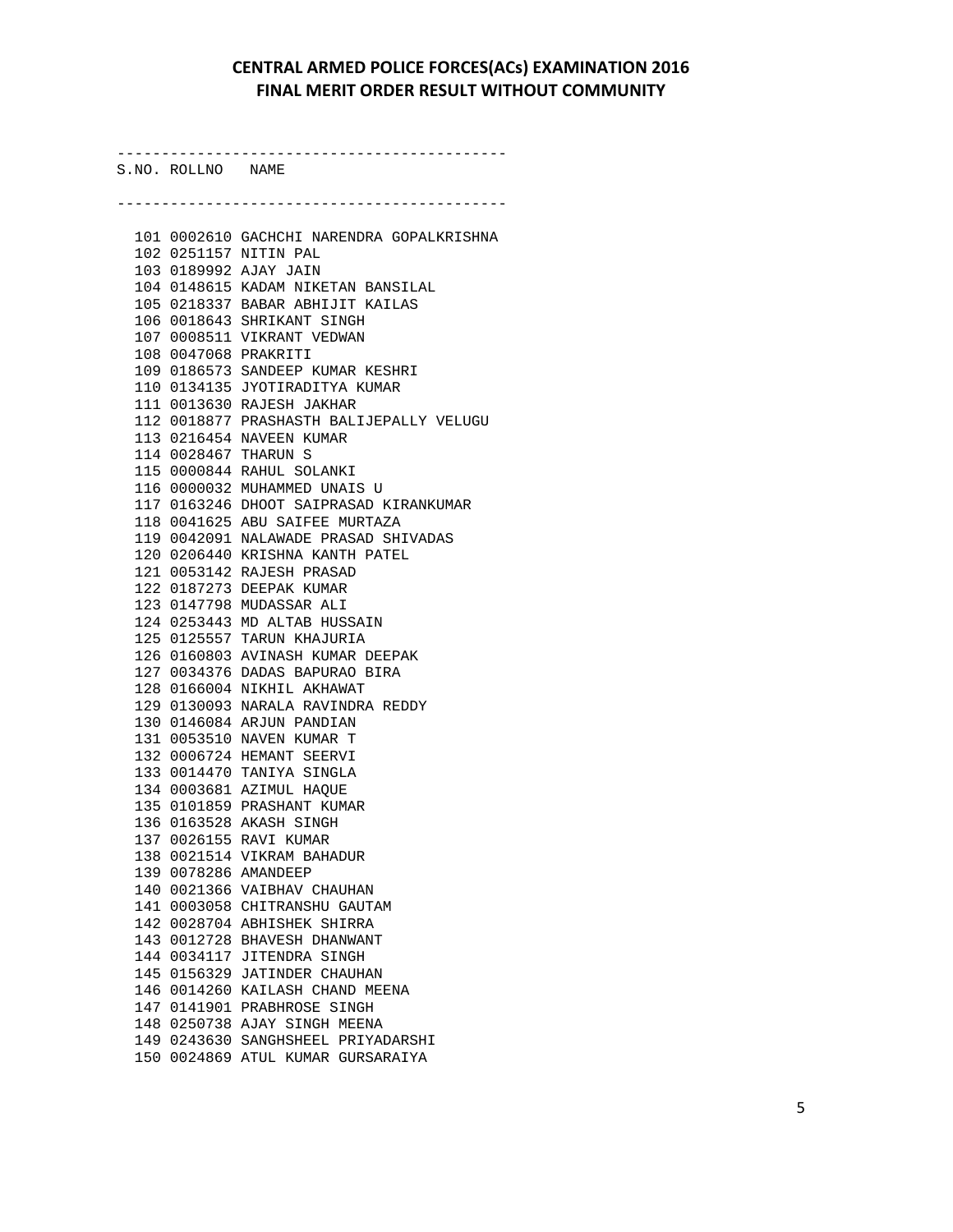# CENTRAL ARMED POLICE FORCES(ACs) EXAMINATION 2016
## FINAL MERIT ORDER RESULT WITHOUT COMMUNITY

| S.NO. | ROLLNO | NAME |
|---|---|---|
| 101 | 0002610 | GACHCHI NARENDRA GOPALKRISHNA |
| 102 | 0251157 | NITIN PAL |
| 103 | 0189992 | AJAY JAIN |
| 104 | 0148615 | KADAM NIKETAN BANSILAL |
| 105 | 0218337 | BABAR ABHIJIT KAILAS |
| 106 | 0018643 | SHRIKANT SINGH |
| 107 | 0008511 | VIKRANT VEDWAN |
| 108 | 0047068 | PRAKRITI |
| 109 | 0186573 | SANDEEP KUMAR KESHRI |
| 110 | 0134135 | JYOTIRADITYA KUMAR |
| 111 | 0013630 | RAJESH JAKHAR |
| 112 | 0018877 | PRASHASTH BALIJEPALLY VELUGU |
| 113 | 0216454 | NAVEEN KUMAR |
| 114 | 0028467 | THARUN S |
| 115 | 0000844 | RAHUL SOLANKI |
| 116 | 0000032 | MUHAMMED UNAIS U |
| 117 | 0163246 | DHOOT SAIPRASAD KIRANKUMAR |
| 118 | 0041625 | ABU SAIFEE MURTAZA |
| 119 | 0042091 | NALAWADE PRASAD SHIVADAS |
| 120 | 0206440 | KRISHNA KANTH PATEL |
| 121 | 0053142 | RAJESH PRASAD |
| 122 | 0187273 | DEEPAK KUMAR |
| 123 | 0147798 | MUDASSAR ALI |
| 124 | 0253443 | MD ALTAB HUSSAIN |
| 125 | 0125557 | TARUN KHAJURIA |
| 126 | 0160803 | AVINASH KUMAR DEEPAK |
| 127 | 0034376 | DADAS BAPURAO BIRA |
| 128 | 0166004 | NIKHIL AKHAWAT |
| 129 | 0130093 | NARALA RAVINDRA REDDY |
| 130 | 0146084 | ARJUN PANDIAN |
| 131 | 0053510 | NAVEN KUMAR T |
| 132 | 0006724 | HEMANT SEERVI |
| 133 | 0014470 | TANIYA SINGLA |
| 134 | 0003681 | AZIMUL HAQUE |
| 135 | 0101859 | PRASHANT KUMAR |
| 136 | 0163528 | AKASH SINGH |
| 137 | 0026155 | RAVI KUMAR |
| 138 | 0021514 | VIKRAM BAHADUR |
| 139 | 0078286 | AMANDEEP |
| 140 | 0021366 | VAIBHAV CHAUHAN |
| 141 | 0003058 | CHITRANSHU GAUTAM |
| 142 | 0028704 | ABHISHEK SHIRRA |
| 143 | 0012728 | BHAVESH DHANWANT |
| 144 | 0034117 | JITENDRA SINGH |
| 145 | 0156329 | JATINDER CHAUHAN |
| 146 | 0014260 | KAILASH CHAND MEENA |
| 147 | 0141901 | PRABHROSE SINGH |
| 148 | 0250738 | AJAY SINGH MEENA |
| 149 | 0243630 | SANGHSHEEL PRIYADARSHI |
| 150 | 0024869 | ATUL KUMAR GURSARAIYA |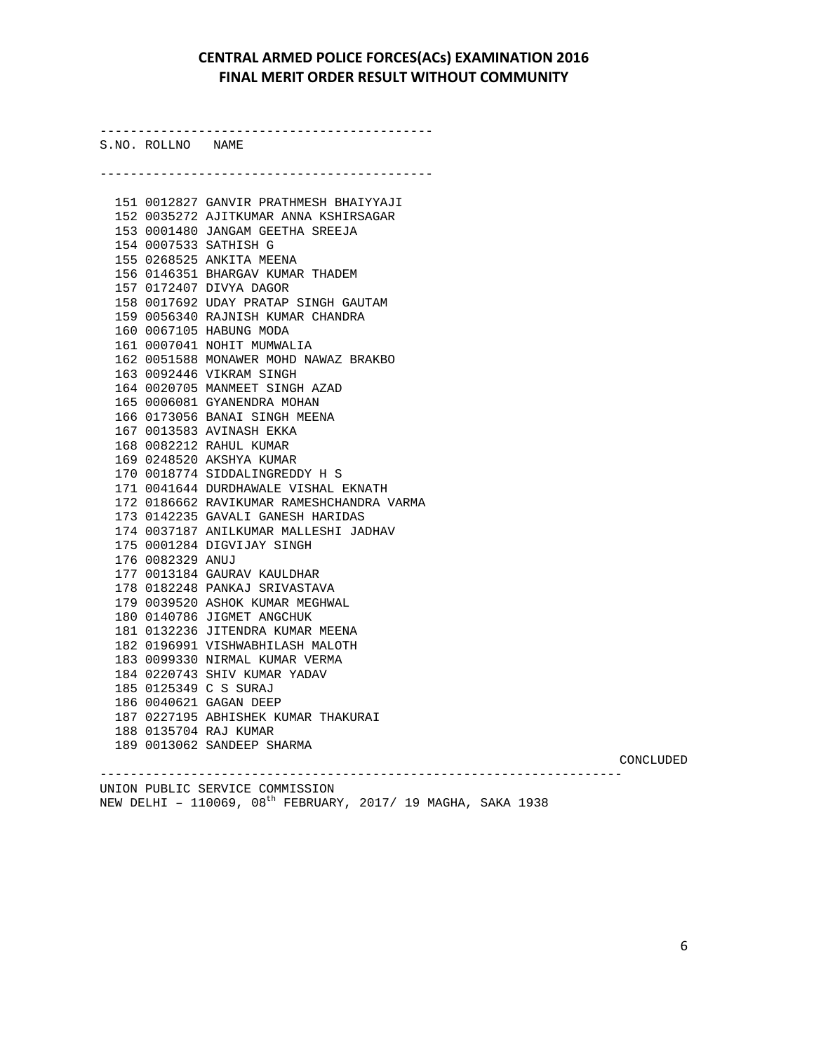# CENTRAL ARMED POLICE FORCES(ACs) EXAMINATION 2016
## FINAL MERIT ORDER RESULT WITHOUT COMMUNITY

| S.NO. | ROLLNO | NAME |
|---|---|---|
| 151 | 0012827 | GANVIR PRATHMESH BHAIYYAJI |
| 152 | 0035272 | AJITKUMAR ANNA KSHIRSAGAR |
| 153 | 0001480 | JANGAM GEETHA SREEJA |
| 154 | 0007533 | SATHISH G |
| 155 | 0268525 | ANKITA MEENA |
| 156 | 0146351 | BHARGAV KUMAR THADEM |
| 157 | 0172407 | DIVYA DAGOR |
| 158 | 0017692 | UDAY PRATAP SINGH GAUTAM |
| 159 | 0056340 | RAJNISH KUMAR CHANDRA |
| 160 | 0067105 | HABUNG MODA |
| 161 | 0007041 | NOHIT MUMWALIA |
| 162 | 0051588 | MONAWER MOHD NAWAZ BRAKBO |
| 163 | 0092446 | VIKRAM SINGH |
| 164 | 0020705 | MANMEET SINGH AZAD |
| 165 | 0006081 | GYANENDRA MOHAN |
| 166 | 0173056 | BANAI SINGH MEENA |
| 167 | 0013583 | AVINASH EKKA |
| 168 | 0082212 | RAHUL KUMAR |
| 169 | 0248520 | AKSHYA KUMAR |
| 170 | 0018774 | SIDDALINGREDDY H S |
| 171 | 0041644 | DURDHAWALE VISHAL EKNATH |
| 172 | 0186662 | RAVIKUMAR RAMESHCHANDRA VARMA |
| 173 | 0142235 | GAVALI GANESH HARIDAS |
| 174 | 0037187 | ANILKUMAR MALLESHI JADHAV |
| 175 | 0001284 | DIGVIJAY SINGH |
| 176 | 0082329 | ANUJ |
| 177 | 0013184 | GAURAV KAULDHAR |
| 178 | 0182248 | PANKAJ SRIVASTAVA |
| 179 | 0039520 | ASHOK KUMAR MEGHWAL |
| 180 | 0140786 | JIGMET ANGCHUK |
| 181 | 0132236 | JITENDRA KUMAR MEENA |
| 182 | 0196991 | VISHWABHILASH MALOTH |
| 183 | 0099330 | NIRMAL KUMAR VERMA |
| 184 | 0220743 | SHIV KUMAR YADAV |
| 185 | 0125349 | C S SURAJ |
| 186 | 0040621 | GAGAN DEEP |
| 187 | 0227195 | ABHISHEK KUMAR THAKURAI |
| 188 | 0135704 | RAJ KUMAR |
| 189 | 0013062 | SANDEEP SHARMA |

CONCLUDED

UNION PUBLIC SERVICE COMMISSION
NEW DELHI – 110069, 08th FEBRUARY, 2017/ 19 MAGHA, SAKA 1938